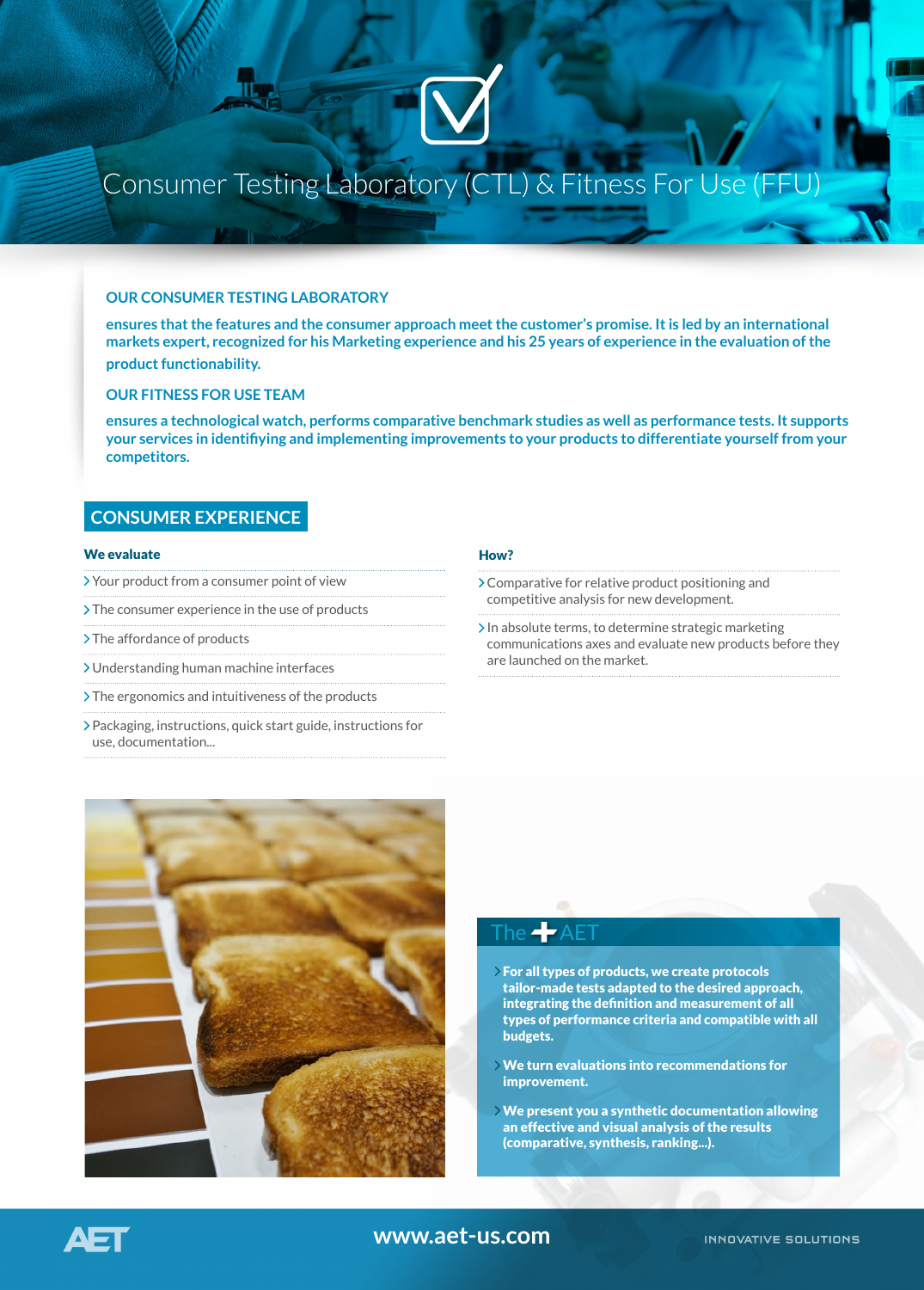# Consumer Testing Laboratory (CTL) & Fitness For Use (FFU)

## OUR CONSUMER TESTING LABORATORY

**ensures that the features and the consumer approach meet the customer's promise. It is led by an international markets expert, recognized for his Marketing experience and his 25 years of experience in the evaluation of the product functionability.**

## OUR FITNESS FOR USE TEAM

**ensures a technological watch, performs comparative benchmark studies as well as performance tests. It supports your services in identifying and implementing improvements to your products to differentiate yourself from your competitors.**

## CONSUMER EXPERIENCE

### We evaluate

- Your product from a consumer point of view
- The consumer experience in the use of products
- The affordance of products
- Understanding human machine interfaces
- The ergonomics and intuitiveness of the products
- Packaging, instructions, quick start guide, instructions for use, documentation...

### How?

- Comparative for relative product positioning and competitive analysis for new development.
- In absolute terms, to determine strategic marketing communications axes and evaluate new products before they are launched on the market.

## The + AET

- **For all types of products, we create protocols tailor-made tests adapted to the desired approach, integrating the definition and measurement of all types of performance criteria and compatible with all budgets.**
- **We turn evaluations into recommendations for improvement.**
- **We present you a synthetic documentation allowing an effective and visual analysis of the results (comparative, synthesis, ranking...).**

AET

www.aet-us.com

INNOVATIVE SOLUTIONS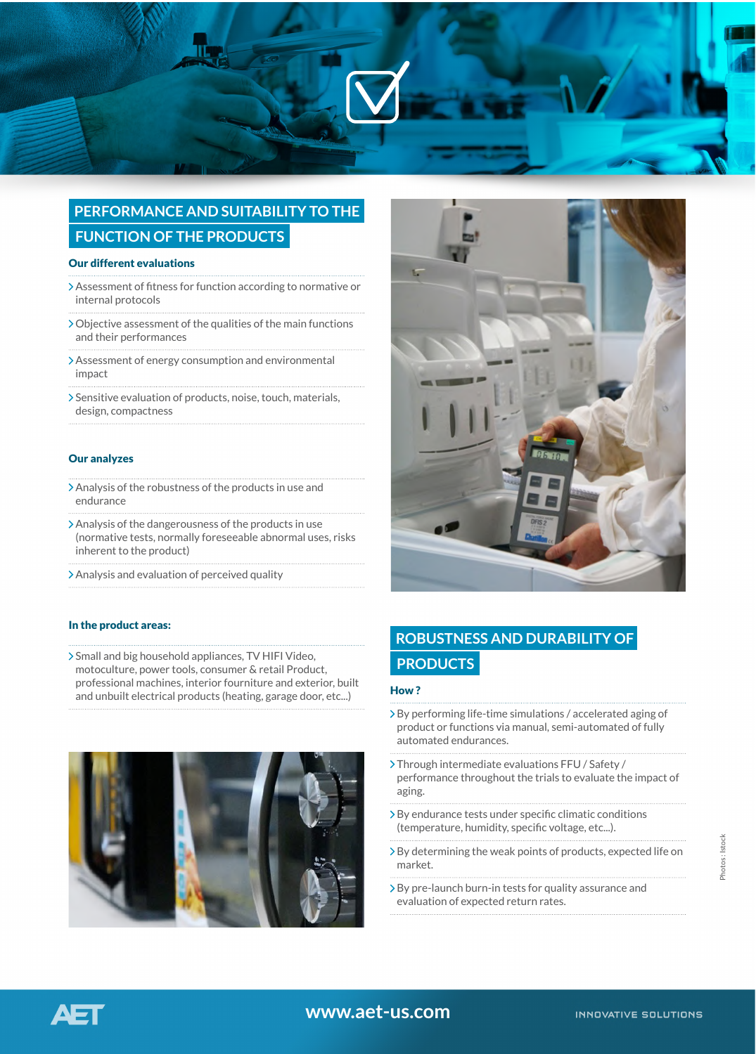## PERFORMANCE AND SUITABILITY TO THE FUNCTION OF THE PRODUCTS

### Our different evaluations

- Assessment of fitness for function according to normative or internal protocols
- Objective assessment of the qualities of the main functions and their performances
- Assessment of energy consumption and environmental impact
- Sensitive evaluation of products, noise, touch, materials, design, compactness

### Our analyzes

- Analysis of the robustness of the products in use and endurance
- Analysis of the dangerousness of the products in use (normative tests, normally foreseeable abnormal uses, risks inherent to the product)
- Analysis and evaluation of perceived quality

### In the product areas:

- Small and big household appliances, TV HIFI Video, motoculture, power tools, consumer & retail Product, professional machines, interior fourniture and exterior, built and unbuilt electrical products (heating, garage door, etc...)

## ROBUSTNESS AND DURABILITY OF PRODUCTS

### How ?

- By performing life-time simulations / accelerated aging of product or functions via manual, semi-automated of fully automated endurances.
- Through intermediate evaluations FFU / Safety / performance throughout the trials to evaluate the impact of aging.
- By endurance tests under specific climatic conditions (temperature, humidity, specific voltage, etc...).
- By determining the weak points of products, expected life on market.
- By pre-launch burn-in tests for quality assurance and evaluation of expected return rates.

Photos : Istock

AET

www.aet-us.com

INNOVATIVE SOLUTIONS